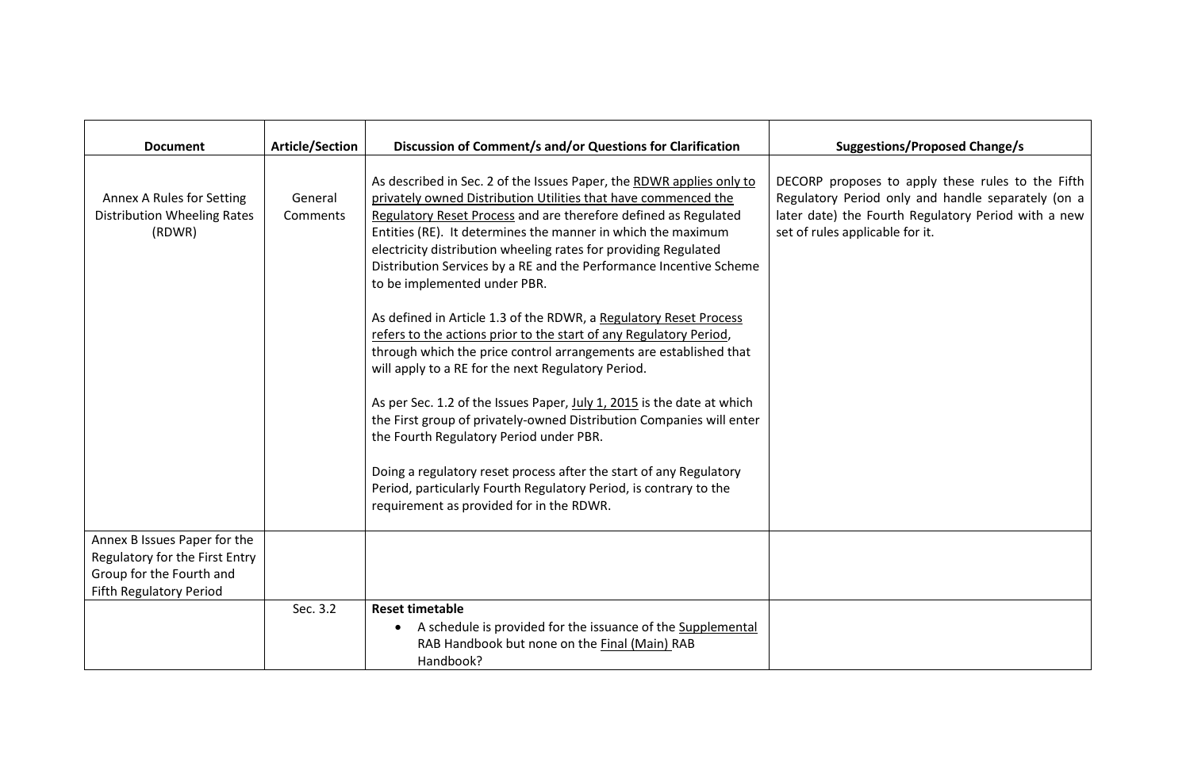| Document | Article/Section | Discussion of Comment/s and/or Questions for Clarification | Suggestions/Proposed Change/s |
|---|---|---|---|
| Annex A Rules for Setting Distribution Wheeling Rates (RDWR) | General Comments | As described in Sec. 2 of the Issues Paper, the <u>RDWR applies only to privately owned Distribution Utilities that have commenced the Regulatory Reset Process</u> and are therefore defined as Regulated Entities (RE). It determines the manner in which the maximum electricity distribution wheeling rates for providing Regulated Distribution Services by a RE and the Performance Incentive Scheme to be implemented under PBR.<br><br>As defined in Article 1.3 of the RDWR, a <u>Regulatory Reset Process refers to the actions prior to the start of any Regulatory Period</u>, through which the price control arrangements are established that will apply to a RE for the next Regulatory Period.<br><br>As per Sec. 1.2 of the Issues Paper, <u>July 1, 2015</u> is the date at which the First group of privately-owned Distribution Companies will enter the Fourth Regulatory Period under PBR.<br><br>Doing a regulatory reset process after the start of any Regulatory Period, particularly Fourth Regulatory Period, is contrary to the requirement as provided for in the RDWR. | DECORP proposes to apply these rules to the Fifth Regulatory Period only and handle separately (on a later date) the Fourth Regulatory Period with a new set of rules applicable for it. |
| Annex B Issues Paper for the Regulatory for the First Entry Group for the Fourth and Fifth Regulatory Period | | | |
| | Sec. 3.2 | **Reset timetable**<br>• A schedule is provided for the issuance of the <u>Supplemental</u> RAB Handbook but none on the <u>Final (Main)</u> RAB Handbook? | |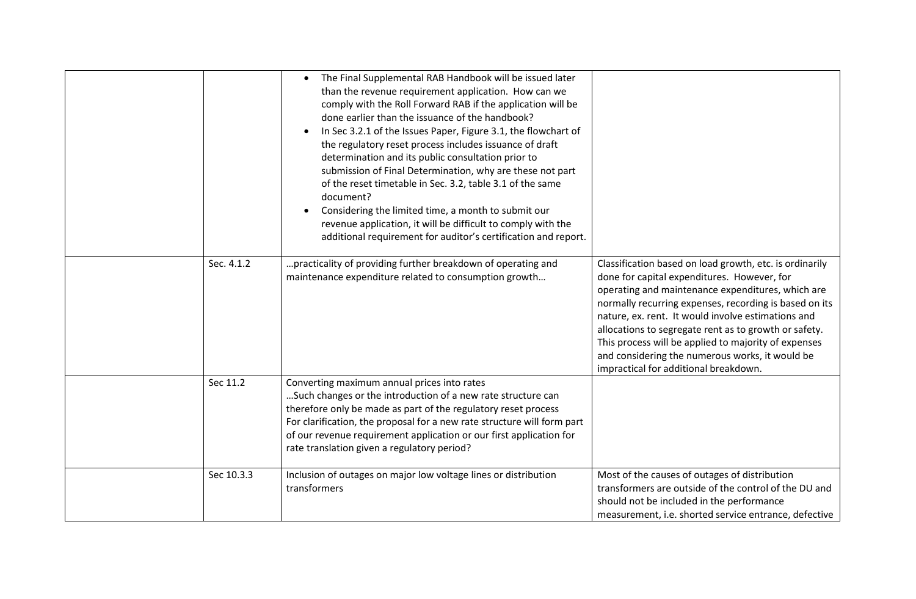| | | | |
|---|---|---|---|
| | | • The Final Supplemental RAB Handbook will be issued later than the revenue requirement application. How can we comply with the Roll Forward RAB if the application will be done earlier than the issuance of the handbook?<br>• In Sec 3.2.1 of the Issues Paper, Figure 3.1, the flowchart of the regulatory reset process includes issuance of draft determination and its public consultation prior to submission of Final Determination, why are these not part of the reset timetable in Sec. 3.2, table 3.1 of the same document?<br>• Considering the limited time, a month to submit our revenue application, it will be difficult to comply with the additional requirement for auditor's certification and report. | |
| | Sec. 4.1.2 | …practicality of providing further breakdown of operating and maintenance expenditure related to consumption growth… | Classification based on load growth, etc. is ordinarily done for capital expenditures. However, for operating and maintenance expenditures, which are normally recurring expenses, recording is based on its nature, ex. rent. It would involve estimations and allocations to segregate rent as to growth or safety. This process will be applied to majority of expenses and considering the numerous works, it would be impractical for additional breakdown. |
| | Sec 11.2 | Converting maximum annual prices into rates<br>…Such changes or the introduction of a new rate structure can therefore only be made as part of the regulatory reset process<br>For clarification, the proposal for a new rate structure will form part of our revenue requirement application or our first application for rate translation given a regulatory period? | |
| | Sec 10.3.3 | Inclusion of outages on major low voltage lines or distribution transformers | Most of the causes of outages of distribution transformers are outside of the control of the DU and should not be included in the performance measurement, i.e. shorted service entrance, defective |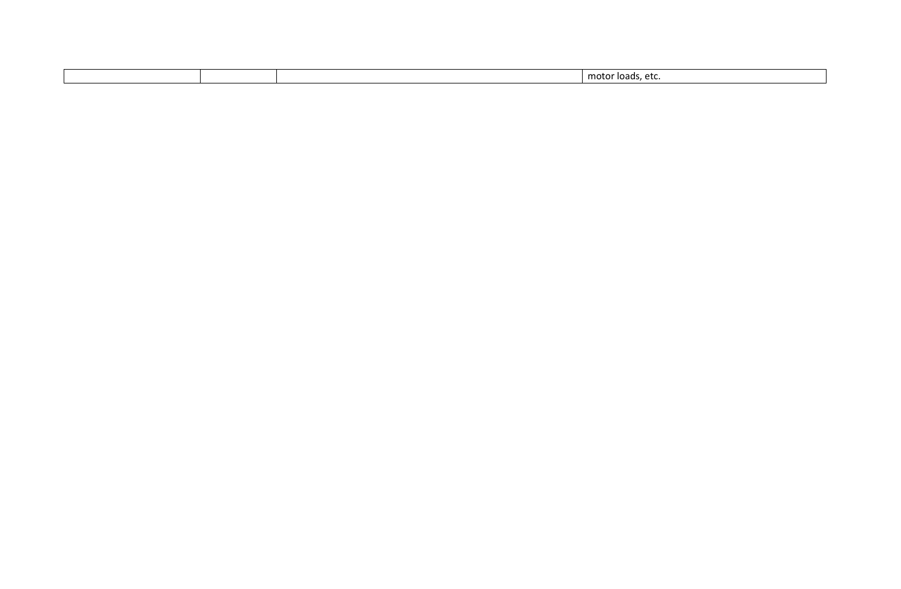| | | | |
|---|---|---|---|
| | | | motor loads, etc. |